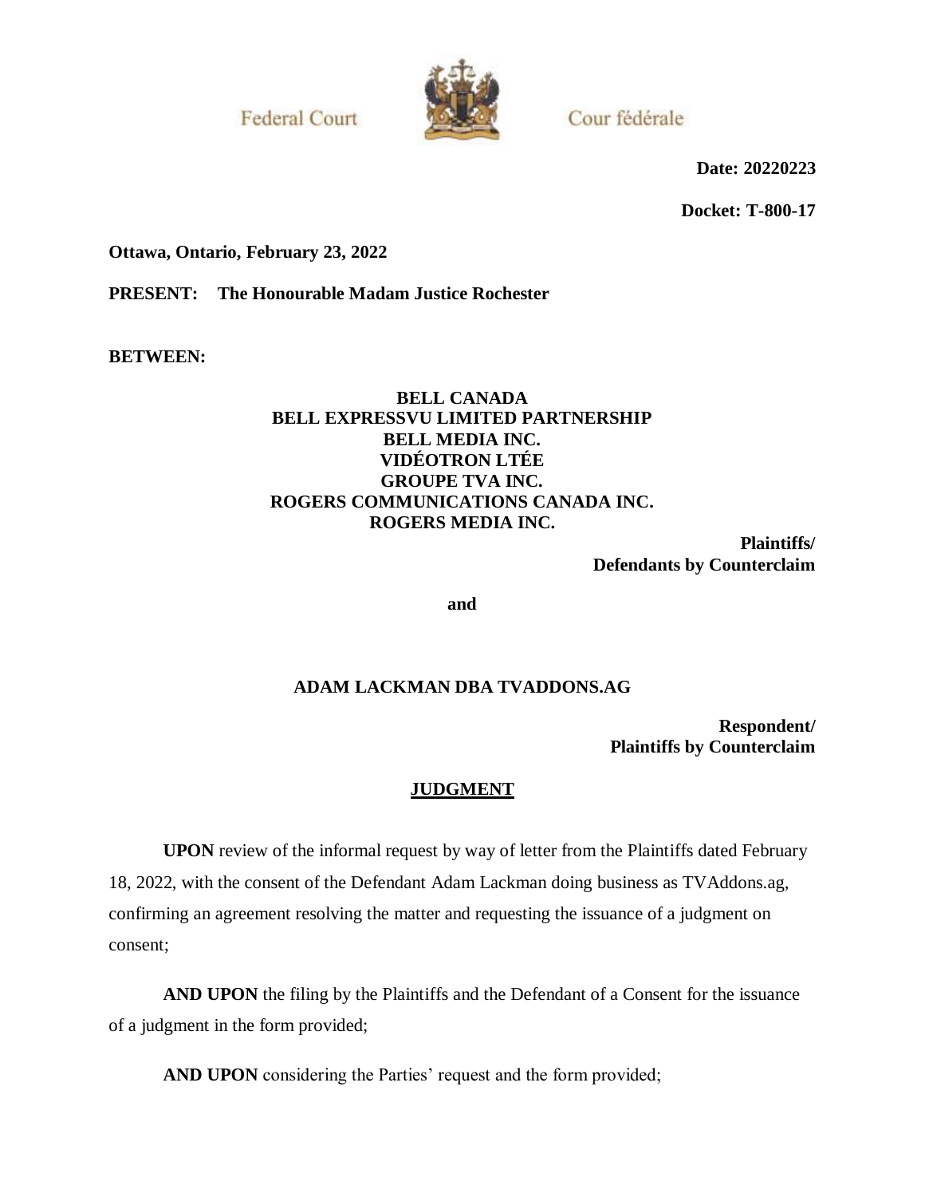Federal Court Cour fédérale

**Date: 20220223**

**Docket: T-800-17**

**Ottawa, Ontario, February 23, 2022**

**PRESENT: The Honourable Madam Justice Rochester**

**BETWEEN:**

**BELL CANADA**
**BELL EXPRESSVU LIMITED PARTNERSHIP**
**BELL MEDIA INC.**
**VIDÉOTRON LTÉE**
**GROUPE TVA INC.**
**ROGERS COMMUNICATIONS CANADA INC.**
**ROGERS MEDIA INC.**

**Plaintiffs/**
**Defendants by Counterclaim**

**and**

**ADAM LACKMAN DBA TVADDONS.AG**

**Respondent/**
**Plaintiffs by Counterclaim**

## JUDGMENT

**UPON** review of the informal request by way of letter from the Plaintiffs dated February 18, 2022, with the consent of the Defendant Adam Lackman doing business as TVAddons.ag, confirming an agreement resolving the matter and requesting the issuance of a judgment on consent;

**AND UPON** the filing by the Plaintiffs and the Defendant of a Consent for the issuance of a judgment in the form provided;

**AND UPON** considering the Parties' request and the form provided;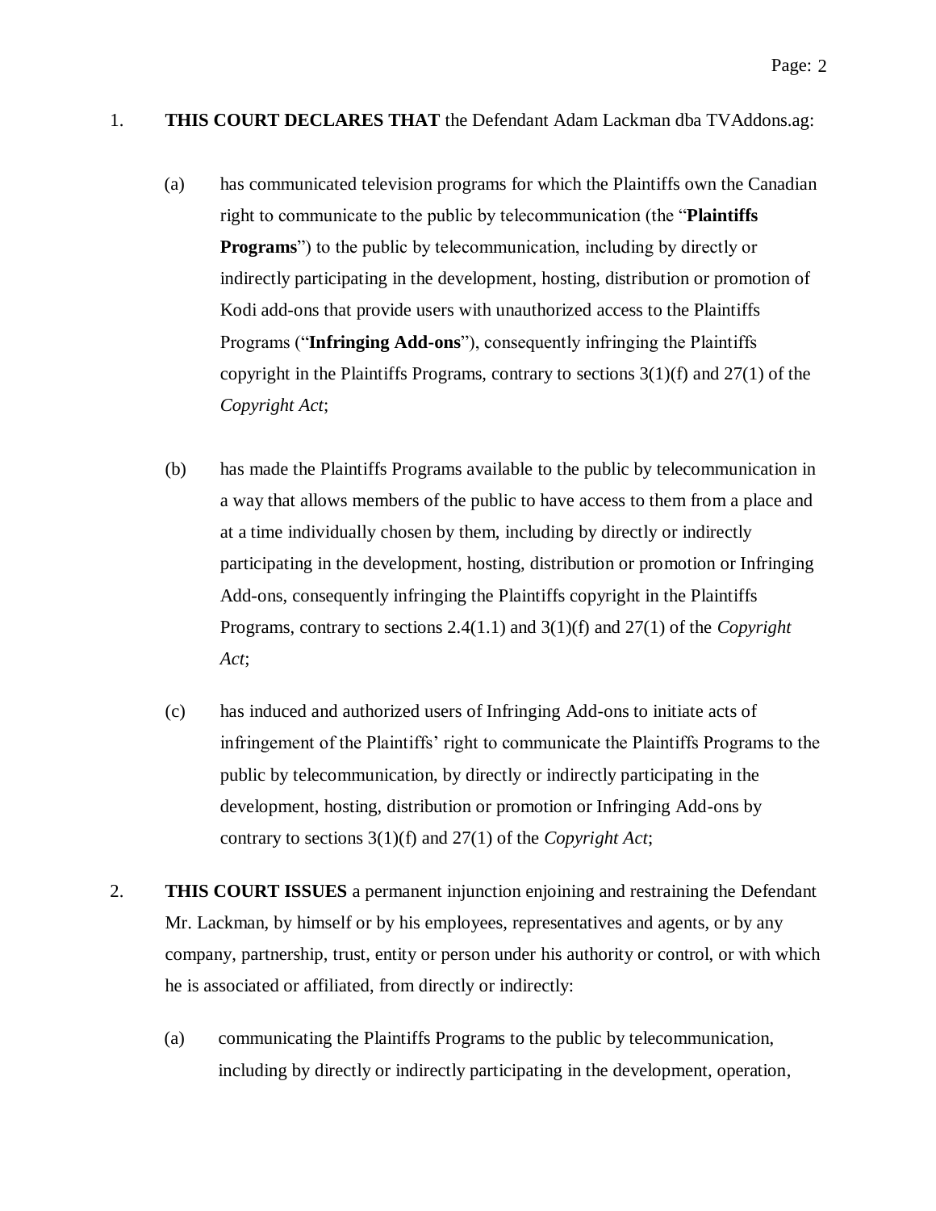1. **THIS COURT DECLARES THAT** the Defendant Adam Lackman dba TVAddons.ag:

   (a) has communicated television programs for which the Plaintiffs own the Canadian right to communicate to the public by telecommunication (the "**Plaintiffs Programs**") to the public by telecommunication, including by directly or indirectly participating in the development, hosting, distribution or promotion of Kodi add-ons that provide users with unauthorized access to the Plaintiffs Programs ("**Infringing Add-ons**"), consequently infringing the Plaintiffs copyright in the Plaintiffs Programs, contrary to sections 3(1)(f) and 27(1) of the *Copyright Act*;

   (b) has made the Plaintiffs Programs available to the public by telecommunication in a way that allows members of the public to have access to them from a place and at a time individually chosen by them, including by directly or indirectly participating in the development, hosting, distribution or promotion or Infringing Add-ons, consequently infringing the Plaintiffs copyright in the Plaintiffs Programs, contrary to sections 2.4(1.1) and 3(1)(f) and 27(1) of the *Copyright Act*;

   (c) has induced and authorized users of Infringing Add-ons to initiate acts of infringement of the Plaintiffs' right to communicate the Plaintiffs Programs to the public by telecommunication, by directly or indirectly participating in the development, hosting, distribution or promotion or Infringing Add-ons by contrary to sections 3(1)(f) and 27(1) of the *Copyright Act*;

2. **THIS COURT ISSUES** a permanent injunction enjoining and restraining the Defendant Mr. Lackman, by himself or by his employees, representatives and agents, or by any company, partnership, trust, entity or person under his authority or control, or with which he is associated or affiliated, from directly or indirectly:

   (a) communicating the Plaintiffs Programs to the public by telecommunication, including by directly or indirectly participating in the development, operation,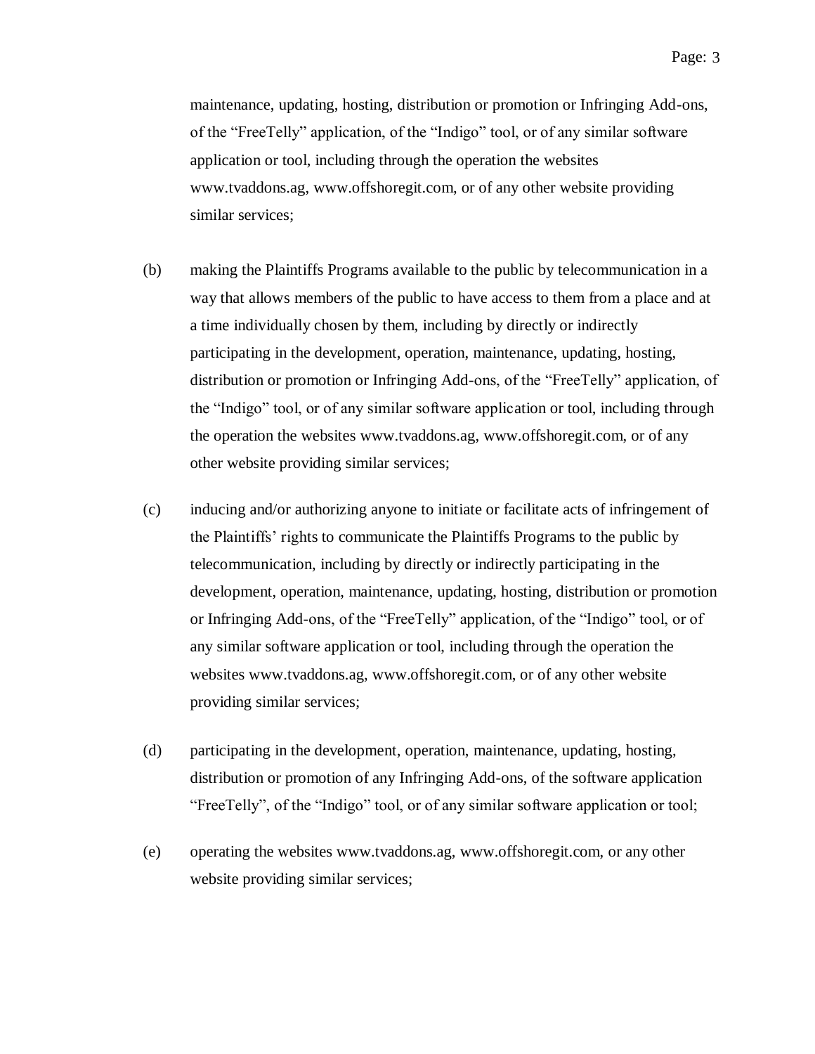maintenance, updating, hosting, distribution or promotion or Infringing Add-ons, of the "FreeTelly" application, of the "Indigo" tool, or of any similar software application or tool, including through the operation the websites www.tvaddons.ag, www.offshoregit.com, or of any other website providing similar services;

(b) making the Plaintiffs Programs available to the public by telecommunication in a way that allows members of the public to have access to them from a place and at a time individually chosen by them, including by directly or indirectly participating in the development, operation, maintenance, updating, hosting, distribution or promotion or Infringing Add-ons, of the "FreeTelly" application, of the "Indigo" tool, or of any similar software application or tool, including through the operation the websites www.tvaddons.ag, www.offshoregit.com, or of any other website providing similar services;

(c) inducing and/or authorizing anyone to initiate or facilitate acts of infringement of the Plaintiffs' rights to communicate the Plaintiffs Programs to the public by telecommunication, including by directly or indirectly participating in the development, operation, maintenance, updating, hosting, distribution or promotion or Infringing Add-ons, of the "FreeTelly" application, of the "Indigo" tool, or of any similar software application or tool, including through the operation the websites www.tvaddons.ag, www.offshoregit.com, or of any other website providing similar services;

(d) participating in the development, operation, maintenance, updating, hosting, distribution or promotion of any Infringing Add-ons, of the software application "FreeTelly", of the "Indigo" tool, or of any similar software application or tool;

(e) operating the websites www.tvaddons.ag, www.offshoregit.com, or any other website providing similar services;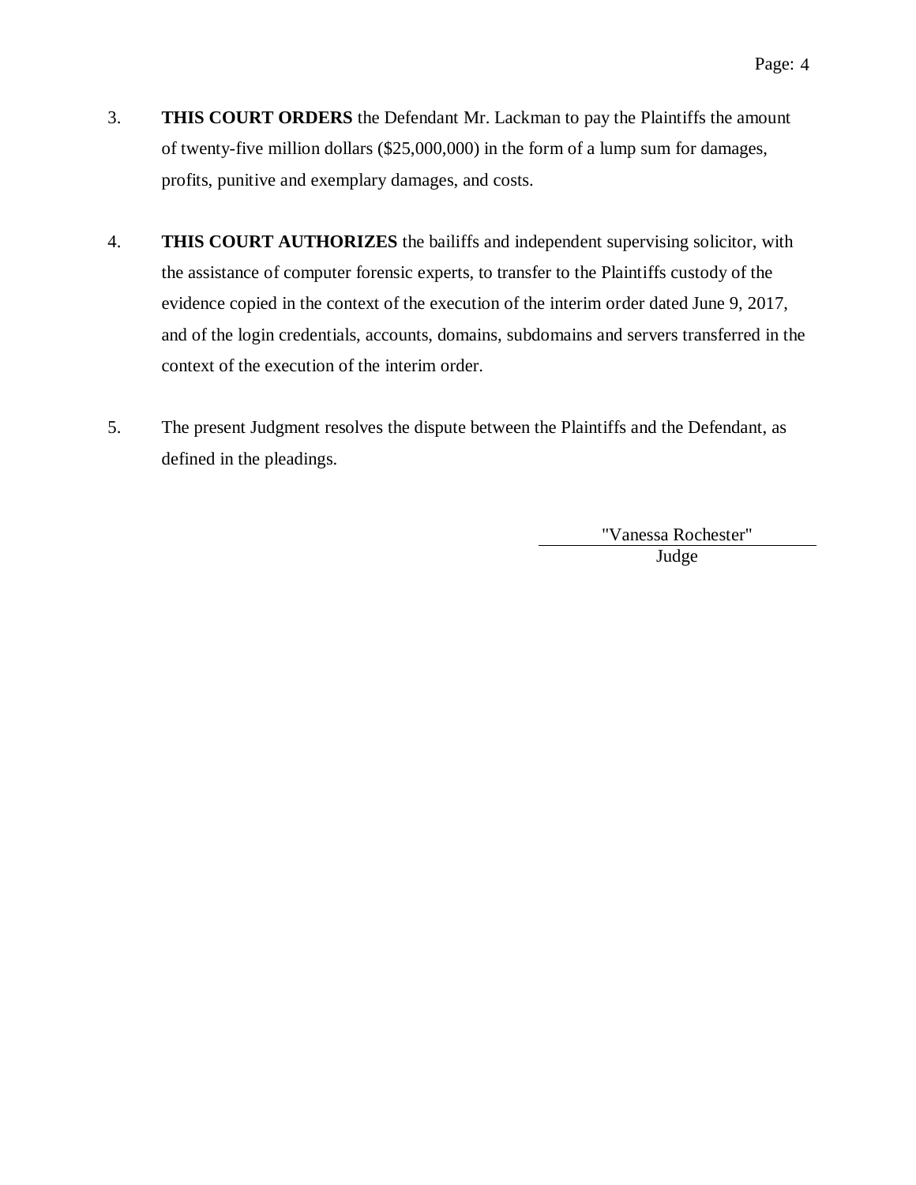3. **THIS COURT ORDERS** the Defendant Mr. Lackman to pay the Plaintiffs the amount of twenty-five million dollars ($25,000,000) in the form of a lump sum for damages, profits, punitive and exemplary damages, and costs.

4. **THIS COURT AUTHORIZES** the bailiffs and independent supervising solicitor, with the assistance of computer forensic experts, to transfer to the Plaintiffs custody of the evidence copied in the context of the execution of the interim order dated June 9, 2017, and of the login credentials, accounts, domains, subdomains and servers transferred in the context of the execution of the interim order.

5. The present Judgment resolves the dispute between the Plaintiffs and the Defendant, as defined in the pleadings.

"Vanessa Rochester"

Judge